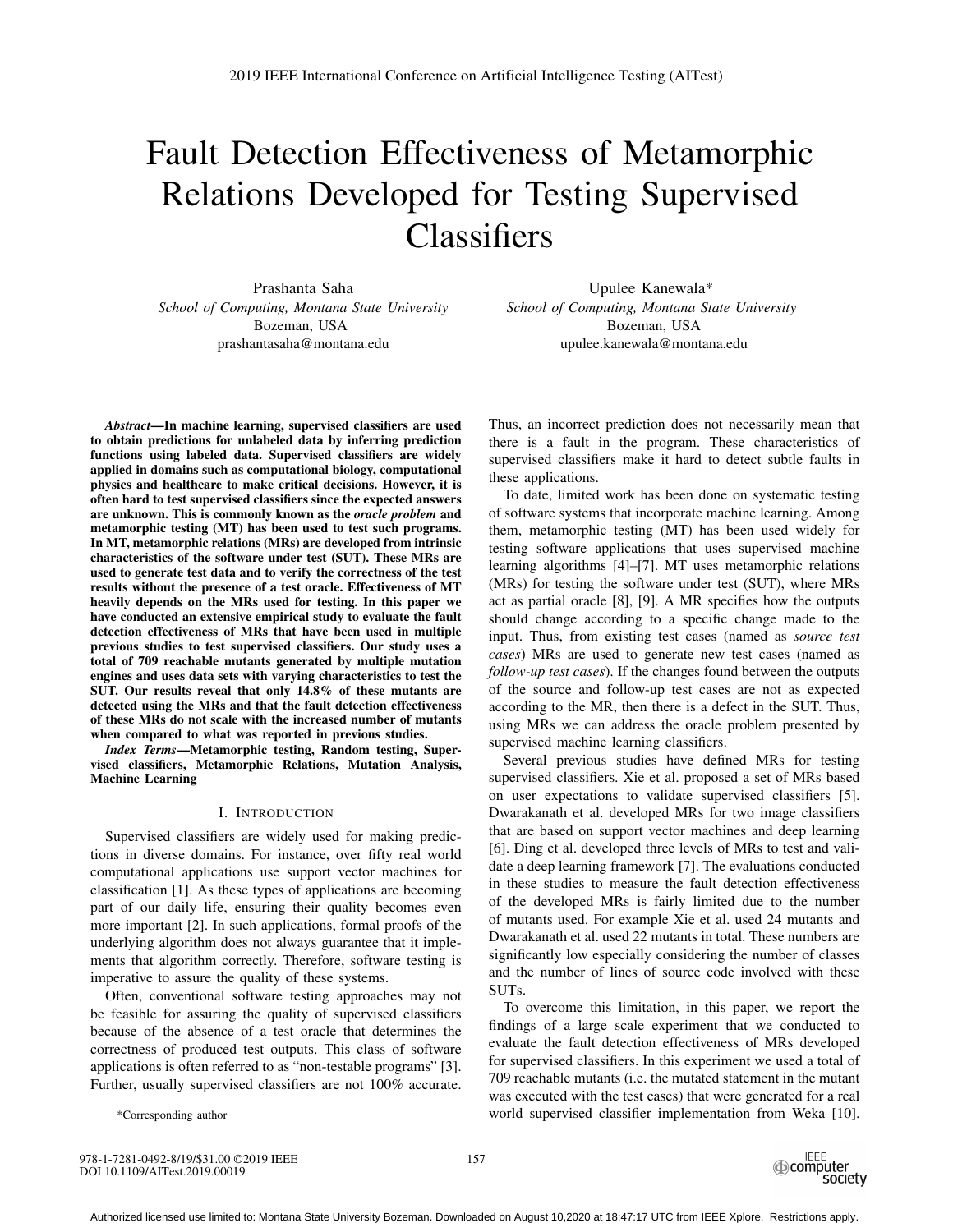# Fault Detection Effectiveness of Metamorphic Relations Developed for Testing Supervised Classifiers

Prashanta Saha
*School of Computing, Montana State University*
Bozeman, USA
prashantasaha@montana.edu

Upulee Kanewala*
*School of Computing, Montana State University*
Bozeman, USA
upulee.kanewala@montana.edu

***Abstract*—In machine learning, supervised classifiers are used to obtain predictions for unlabeled data by inferring prediction functions using labeled data. Supervised classifiers are widely applied in domains such as computational biology, computational physics and healthcare to make critical decisions. However, it is often hard to test supervised classifiers since the expected answers are unknown. This is commonly known as the *oracle problem* and metamorphic testing (MT) has been used to test such programs. In MT, metamorphic relations (MRs) are developed from intrinsic characteristics of the software under test (SUT). These MRs are used to generate test data and to verify the correctness of the test results without the presence of a test oracle. Effectiveness of MT heavily depends on the MRs used for testing. In this paper we have conducted an extensive empirical study to evaluate the fault detection effectiveness of MRs that have been used in multiple previous studies to test supervised classifiers. Our study uses a total of 709 reachable mutants generated by multiple mutation engines and uses data sets with varying characteristics to test the SUT. Our results reveal that only 14.8% of these mutants are detected using the MRs and that the fault detection effectiveness of these MRs do not scale with the increased number of mutants when compared to what was reported in previous studies.**

***Index Terms*—Metamorphic testing, Random testing, Supervised classifiers, Metamorphic Relations, Mutation Analysis, Machine Learning**

## I. Introduction

Supervised classifiers are widely used for making predictions in diverse domains. For instance, over fifty real world computational applications use support vector machines for classification [1]. As these types of applications are becoming part of our daily life, ensuring their quality becomes even more important [2]. In such applications, formal proofs of the underlying algorithm does not always guarantee that it implements that algorithm correctly. Therefore, software testing is imperative to assure the quality of these systems.

Often, conventional software testing approaches may not be feasible for assuring the quality of supervised classifiers because of the absence of a test oracle that determines the correctness of produced test outputs. This class of software applications is often referred to as "non-testable programs" [3]. Further, usually supervised classifiers are not 100% accurate. Thus, an incorrect prediction does not necessarily mean that there is a fault in the program. These characteristics of supervised classifiers make it hard to detect subtle faults in these applications.

To date, limited work has been done on systematic testing of software systems that incorporate machine learning. Among them, metamorphic testing (MT) has been used widely for testing software applications that uses supervised machine learning algorithms [4]–[7]. MT uses metamorphic relations (MRs) for testing the software under test (SUT), where MRs act as partial oracle [8], [9]. A MR specifies how the outputs should change according to a specific change made to the input. Thus, from existing test cases (named as *source test cases*) MRs are used to generate new test cases (named as *follow-up test cases*). If the changes found between the outputs of the source and follow-up test cases are not as expected according to the MR, then there is a defect in the SUT. Thus, using MRs we can address the oracle problem presented by supervised machine learning classifiers.

Several previous studies have defined MRs for testing supervised classifiers. Xie et al. proposed a set of MRs based on user expectations to validate supervised classifiers [5]. Dwarakanath et al. developed MRs for two image classifiers that are based on support vector machines and deep learning [6]. Ding et al. developed three levels of MRs to test and validate a deep learning framework [7]. The evaluations conducted in these studies to measure the fault detection effectiveness of the developed MRs is fairly limited due to the number of mutants used. For example Xie et al. used 24 mutants and Dwarakanath et al. used 22 mutants in total. These numbers are significantly low especially considering the number of classes and the number of lines of source code involved with these SUTs.

To overcome this limitation, in this paper, we report the findings of a large scale experiment that we conducted to evaluate the fault detection effectiveness of MRs developed for supervised classifiers. In this experiment we used a total of 709 reachable mutants (i.e. the mutated statement in the mutant was executed with the test cases) that were generated for a real world supervised classifier implementation from Weka [10].

*Corresponding author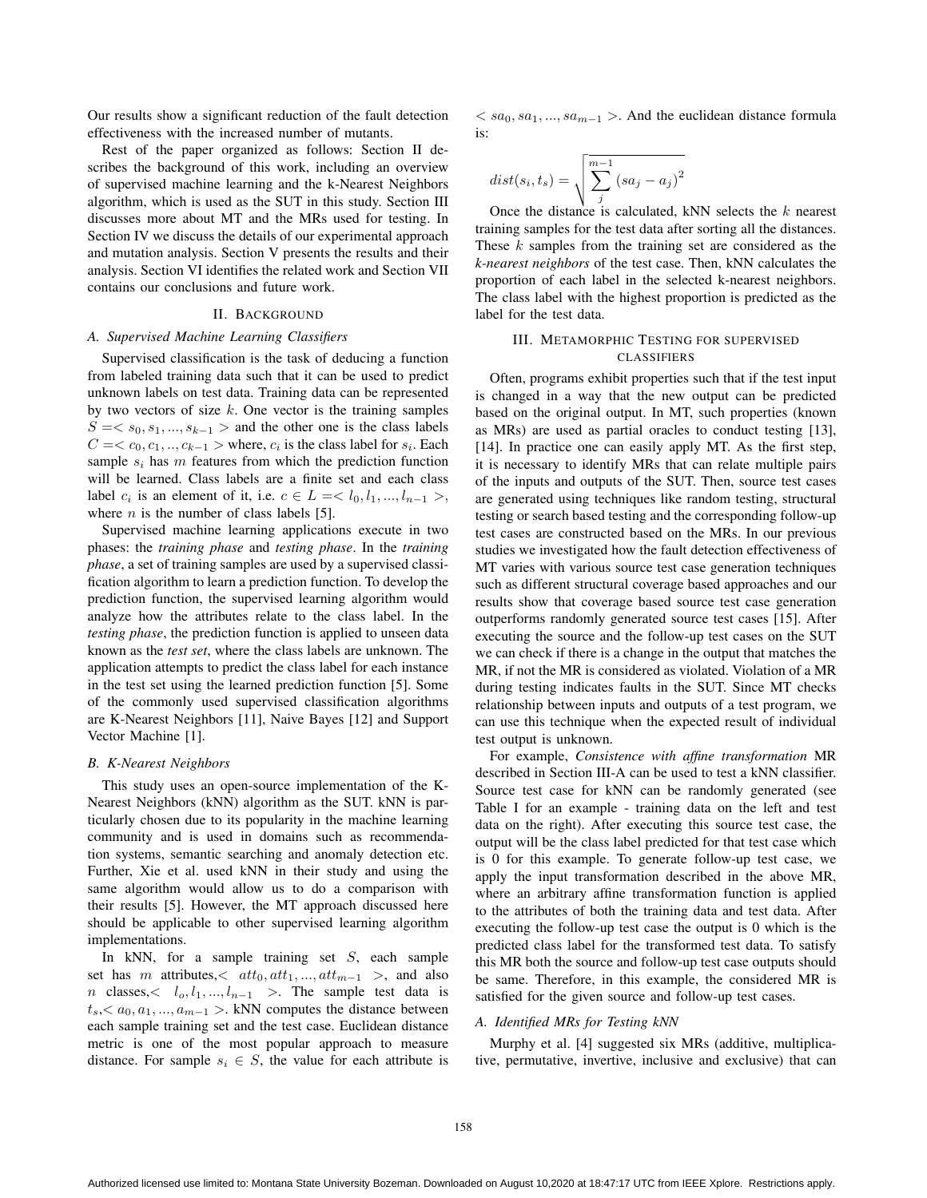Our results show a significant reduction of the fault detection effectiveness with the increased number of mutants.

Rest of the paper organized as follows: Section II describes the background of this work, including an overview of supervised machine learning and the k-Nearest Neighbors algorithm, which is used as the SUT in this study. Section III discusses more about MT and the MRs used for testing. In Section IV we discuss the details of our experimental approach and mutation analysis. Section V presents the results and their analysis. Section VI identifies the related work and Section VII contains our conclusions and future work.

## II. Background

### A. Supervised Machine Learning Classifiers

Supervised classification is the task of deducing a function from labeled training data such that it can be used to predict unknown labels on test data. Training data can be represented by two vectors of size $k$. One vector is the training samples $S =< s_0, s_1, ..., s_{k-1} >$ and the other one is the class labels $C =< c_0, c_1, .., c_{k-1} >$ where, $c_i$ is the class label for $s_i$. Each sample $s_i$ has $m$ features from which the prediction function will be learned. Class labels are a finite set and each class label $c_i$ is an element of it, i.e. $c \in L =< l_0, l_1, ..., l_{n-1} >$, where $n$ is the number of class labels [5].

Supervised machine learning applications execute in two phases: the *training phase* and *testing phase*. In the *training phase*, a set of training samples are used by a supervised classification algorithm to learn a prediction function. To develop the prediction function, the supervised learning algorithm would analyze how the attributes relate to the class label. In the *testing phase*, the prediction function is applied to unseen data known as the *test set*, where the class labels are unknown. The application attempts to predict the class label for each instance in the test set using the learned prediction function [5]. Some of the commonly used supervised classification algorithms are K-Nearest Neighbors [11], Naive Bayes [12] and Support Vector Machine [1].

### B. K-Nearest Neighbors

This study uses an open-source implementation of the K-Nearest Neighbors (kNN) algorithm as the SUT. kNN is particularly chosen due to its popularity in the machine learning community and is used in domains such as recommendation systems, semantic searching and anomaly detection etc. Further, Xie et al. used kNN in their study and using the same algorithm would allow us to do a comparison with their results [5]. However, the MT approach discussed here should be applicable to other supervised learning algorithm implementations.

In kNN, for a sample training set $S$, each sample set has $m$ attributes,$< att_0, att_1, ..., att_{m-1} >$, and also $n$ classes,$< l_o, l_1, ..., l_{n-1} >$. The sample test data is $t_s$,$< a_0, a_1, ..., a_{m-1} >$. kNN computes the distance between each sample training set and the test case. Euclidean distance metric is one of the most popular approach to measure distance. For sample $s_i \in S$, the value for each attribute is $< sa_0, sa_1, ..., sa_{m-1} >$. And the euclidean distance formula is:

$$dist(s_i, t_s) = \sqrt{\sum_{j}^{m-1} (sa_j - a_j)^2}$$

Once the distance is calculated, kNN selects the $k$ nearest training samples for the test data after sorting all the distances. These $k$ samples from the training set are considered as the *k-nearest neighbors* of the test case. Then, kNN calculates the proportion of each label in the selected k-nearest neighbors. The class label with the highest proportion is predicted as the label for the test data.

## III. Metamorphic Testing for Supervised Classifiers

Often, programs exhibit properties such that if the test input is changed in a way that the new output can be predicted based on the original output. In MT, such properties (known as MRs) are used as partial oracles to conduct testing [13], [14]. In practice one can easily apply MT. As the first step, it is necessary to identify MRs that can relate multiple pairs of the inputs and outputs of the SUT. Then, source test cases are generated using techniques like random testing, structural testing or search based testing and the corresponding follow-up test cases are constructed based on the MRs. In our previous studies we investigated how the fault detection effectiveness of MT varies with various source test case generation techniques such as different structural coverage based approaches and our results show that coverage based source test case generation outperforms randomly generated source test cases [15]. After executing the source and the follow-up test cases on the SUT we can check if there is a change in the output that matches the MR, if not the MR is considered as violated. Violation of a MR during testing indicates faults in the SUT. Since MT checks relationship between inputs and outputs of a test program, we can use this technique when the expected result of individual test output is unknown.

For example, *Consistence with affine transformation* MR described in Section III-A can be used to test a kNN classifier. Source test case for kNN can be randomly generated (see Table I for an example - training data on the left and test data on the right). After executing this source test case, the output will be the class label predicted for that test case which is 0 for this example. To generate follow-up test case, we apply the input transformation described in the above MR, where an arbitrary affine transformation function is applied to the attributes of both the training data and test data. After executing the follow-up test case the output is 0 which is the predicted class label for the transformed test data. To satisfy this MR both the source and follow-up test case outputs should be same. Therefore, in this example, the considered MR is satisfied for the given source and follow-up test cases.

### A. Identified MRs for Testing kNN

Murphy et al. [4] suggested six MRs (additive, multiplicative, permutative, invertive, inclusive and exclusive) that can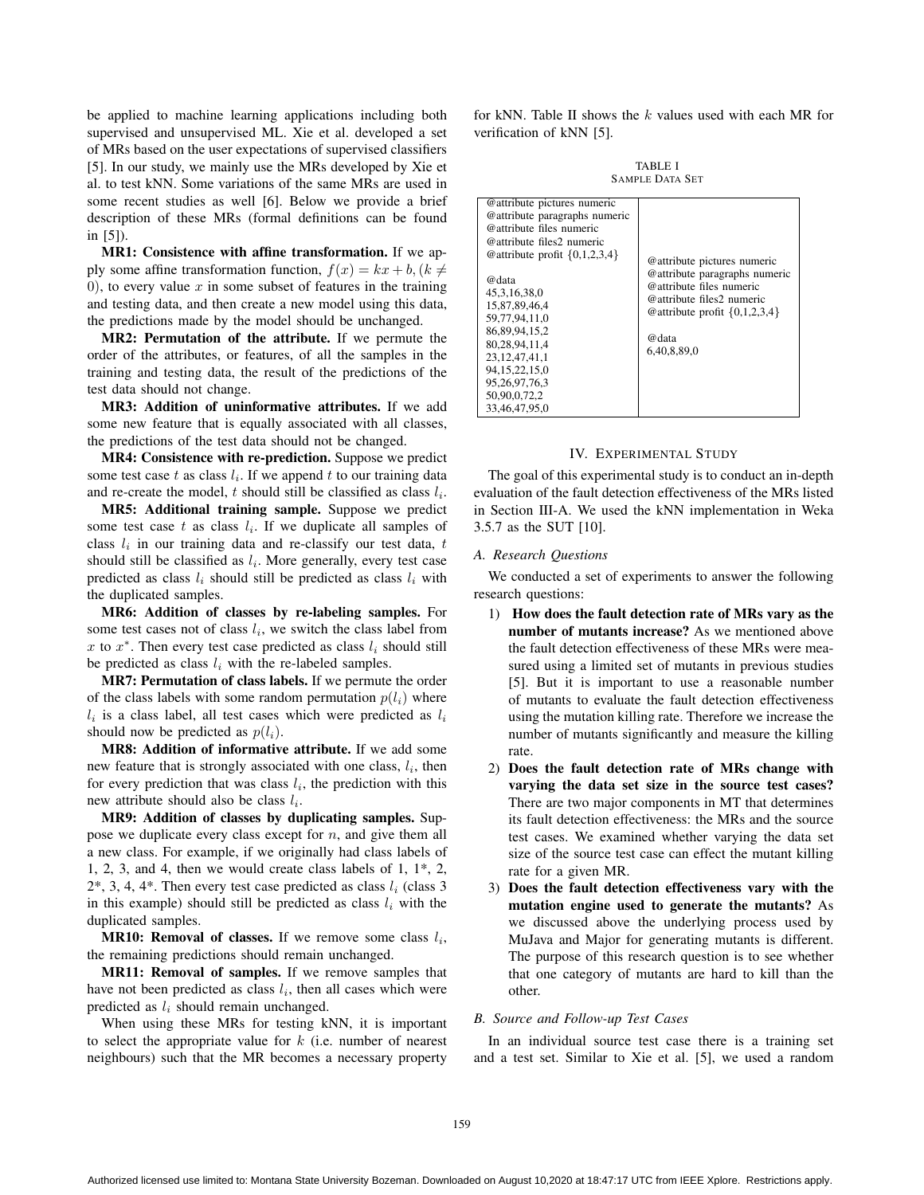be applied to machine learning applications including both supervised and unsupervised ML. Xie et al. developed a set of MRs based on the user expectations of supervised classifiers [5]. In our study, we mainly use the MRs developed by Xie et al. to test kNN. Some variations of the same MRs are used in some recent studies as well [6]. Below we provide a brief description of these MRs (formal definitions can be found in [5]).

**MR1: Consistence with affine transformation.** If we apply some affine transformation function, $f(x) = kx + b, (k \neq 0)$, to every value $x$ in some subset of features in the training and testing data, and then create a new model using this data, the predictions made by the model should be unchanged.

**MR2: Permutation of the attribute.** If we permute the order of the attributes, or features, of all the samples in the training and testing data, the result of the predictions of the test data should not change.

**MR3: Addition of uninformative attributes.** If we add some new feature that is equally associated with all classes, the predictions of the test data should not be changed.

**MR4: Consistence with re-prediction.** Suppose we predict some test case $t$ as class $l_i$. If we append $t$ to our training data and re-create the model, $t$ should still be classified as class $l_i$.

**MR5: Additional training sample.** Suppose we predict some test case $t$ as class $l_i$. If we duplicate all samples of class $l_i$ in our training data and re-classify our test data, $t$ should still be classified as $l_i$. More generally, every test case predicted as class $l_i$ should still be predicted as class $l_i$ with the duplicated samples.

**MR6: Addition of classes by re-labeling samples.** For some test cases not of class $l_i$, we switch the class label from $x$ to $x^*$. Then every test case predicted as class $l_i$ should still be predicted as class $l_i$ with the re-labeled samples.

**MR7: Permutation of class labels.** If we permute the order of the class labels with some random permutation $p(l_i)$ where $l_i$ is a class label, all test cases which were predicted as $l_i$ should now be predicted as $p(l_i)$.

**MR8: Addition of informative attribute.** If we add some new feature that is strongly associated with one class, $l_i$, then for every prediction that was class $l_i$, the prediction with this new attribute should also be class $l_i$.

**MR9: Addition of classes by duplicating samples.** Suppose we duplicate every class except for $n$, and give them all a new class. For example, if we originally had class labels of 1, 2, 3, and 4, then we would create class labels of 1, 1*, 2, 2*, 3, 4, 4*. Then every test case predicted as class $l_i$ (class 3 in this example) should still be predicted as class $l_i$ with the duplicated samples.

**MR10: Removal of classes.** If we remove some class $l_i$, the remaining predictions should remain unchanged.

**MR11: Removal of samples.** If we remove samples that have not been predicted as class $l_i$, then all cases which were predicted as $l_i$ should remain unchanged.

When using these MRs for testing kNN, it is important to select the appropriate value for $k$ (i.e. number of nearest neighbours) such that the MR becomes a necessary property for kNN. Table II shows the $k$ values used with each MR for verification of kNN [5].

TABLE I
SAMPLE DATA SET

| Training data | Test data |
|---|---|
| @attribute pictures numeric<br>@attribute paragraphs numeric<br>@attribute files numeric<br>@attribute files2 numeric<br>@attribute profit {0,1,2,3,4}<br><br>@data<br>45,3,16,38,0<br>15,87,89,46,4<br>59,77,94,11,0<br>86,89,94,15,2<br>80,28,94,11,4<br>23,12,47,41,1<br>94,15,22,15,0<br>95,26,97,76,3<br>50,90,0,72,2<br>33,46,47,95,0 | @attribute pictures numeric<br>@attribute paragraphs numeric<br>@attribute files numeric<br>@attribute files2 numeric<br>@attribute profit {0,1,2,3,4}<br><br>@data<br>6,40,8,89,0 |

## IV. Experimental Study

The goal of this experimental study is to conduct an in-depth evaluation of the fault detection effectiveness of the MRs listed in Section III-A. We used the kNN implementation in Weka 3.5.7 as the SUT [10].

### A. Research Questions

We conducted a set of experiments to answer the following research questions:

1) **How does the fault detection rate of MRs vary as the number of mutants increase?** As we mentioned above the fault detection effectiveness of these MRs were measured using a limited set of mutants in previous studies [5]. But it is important to use a reasonable number of mutants to evaluate the fault detection effectiveness using the mutation killing rate. Therefore we increase the number of mutants significantly and measure the killing rate.
2) **Does the fault detection rate of MRs change with varying the data set size in the source test cases?** There are two major components in MT that determines its fault detection effectiveness: the MRs and the source test cases. We examined whether varying the data set size of the source test case can effect the mutant killing rate for a given MR.
3) **Does the fault detection effectiveness vary with the mutation engine used to generate the mutants?** As we discussed above the underlying process used by MuJava and Major for generating mutants is different. The purpose of this research question is to see whether that one category of mutants are hard to kill than the other.

### B. Source and Follow-up Test Cases

In an individual source test case there is a training set and a test set. Similar to Xie et al. [5], we used a random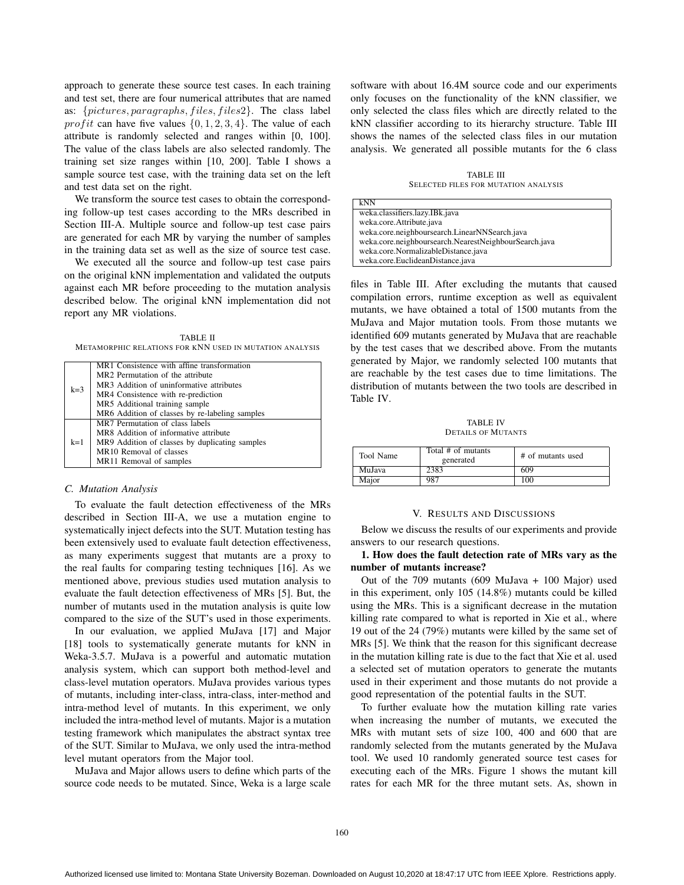approach to generate these source test cases. In each training and test set, there are four numerical attributes that are named as: $\{pictures, paragraphs, files, files2\}$. The class label $profit$ can have five values $\{0, 1, 2, 3, 4\}$. The value of each attribute is randomly selected and ranges within [0, 100]. The value of the class labels are also selected randomly. The training set size ranges within [10, 200]. Table I shows a sample source test case, with the training data set on the left and test data set on the right.

We transform the source test cases to obtain the corresponding follow-up test cases according to the MRs described in Section III-A. Multiple source and follow-up test case pairs are generated for each MR by varying the number of samples in the training data set as well as the size of source test case.

We executed all the source and follow-up test case pairs on the original kNN implementation and validated the outputs against each MR before proceeding to the mutation analysis described below. The original kNN implementation did not report any MR violations.

TABLE II
METAMORPHIC RELATIONS FOR KNN USED IN MUTATION ANALYSIS

| | |
|---|---|
| k=3 | MR1 Consistence with affine transformation<br>MR2 Permutation of the attribute<br>MR3 Addition of uninformative attributes<br>MR4 Consistence with re-prediction<br>MR5 Additional training sample<br>MR6 Addition of classes by re-labeling samples |
| k=1 | MR7 Permutation of class labels<br>MR8 Addition of informative attribute<br>MR9 Addition of classes by duplicating samples<br>MR10 Removal of classes<br>MR11 Removal of samples |

### C. Mutation Analysis

To evaluate the fault detection effectiveness of the MRs described in Section III-A, we use a mutation engine to systematically inject defects into the SUT. Mutation testing has been extensively used to evaluate fault detection effectiveness, as many experiments suggest that mutants are a proxy to the real faults for comparing testing techniques [16]. As we mentioned above, previous studies used mutation analysis to evaluate the fault detection effectiveness of MRs [5]. But, the number of mutants used in the mutation analysis is quite low compared to the size of the SUT's used in those experiments.

In our evaluation, we applied MuJava [17] and Major [18] tools to systematically generate mutants for kNN in Weka-3.5.7. MuJava is a powerful and automatic mutation analysis system, which can support both method-level and class-level mutation operators. MuJava provides various types of mutants, including inter-class, intra-class, inter-method and intra-method level of mutants. In this experiment, we only included the intra-method level of mutants. Major is a mutation testing framework which manipulates the abstract syntax tree of the SUT. Similar to MuJava, we only used the intra-method level mutant operators from the Major tool.

MuJava and Major allows users to define which parts of the source code needs to be mutated. Since, Weka is a large scale software with about 16.4M source code and our experiments only focuses on the functionality of the kNN classifier, we only selected the class files which are directly related to the kNN classifier according to its hierarchy structure. Table III shows the names of the selected class files in our mutation analysis. We generated all possible mutants for the 6 class files in Table III. After excluding the mutants that caused compilation errors, runtime exception as well as equivalent mutants, we have obtained a total of 1500 mutants from the MuJava and Major mutation tools. From those mutants we identified 609 mutants generated by MuJava that are reachable by the test cases that we described above. From the mutants generated by Major, we randomly selected 100 mutants that are reachable by the test cases due to time limitations. The distribution of mutants between the two tools are described in Table IV.

TABLE III
SELECTED FILES FOR MUTATION ANALYSIS

| kNN |
|---|
| weka.classifiers.lazy.IBk.java |
| weka.core.Attribute.java |
| weka.core.neighboursearch.LinearNNSearch.java |
| weka.core.neighboursearch.NearestNeighbourSearch.java |
| weka.core.NormalizableDistance.java |
| weka.core.EuclideanDistance.java |

TABLE IV
DETAILS OF MUTANTS

| Tool Name | Total # of mutants generated | # of mutants used |
|---|---|---|
| MuJava | 2383 | 609 |
| Major | 987 | 100 |

## V. RESULTS AND DISCUSSIONS

Below we discuss the results of our experiments and provide answers to our research questions.

**1. How does the fault detection rate of MRs vary as the number of mutants increase?**

Out of the 709 mutants (609 MuJava + 100 Major) used in this experiment, only 105 (14.8%) mutants could be killed using the MRs. This is a significant decrease in the mutation killing rate compared to what is reported in Xie et al., where 19 out of the 24 (79%) mutants were killed by the same set of MRs [5]. We think that the reason for this significant decrease in the mutation killing rate is due to the fact that Xie et al. used a selected set of mutation operators to generate the mutants used in their experiment and those mutants do not provide a good representation of the potential faults in the SUT.

To further evaluate how the mutation killing rate varies when increasing the number of mutants, we executed the MRs with mutant sets of size 100, 400 and 600 that are randomly selected from the mutants generated by the MuJava tool. We used 10 randomly generated source test cases for executing each of the MRs. Figure 1 shows the mutant kill rates for each MR for the three mutant sets. As, shown in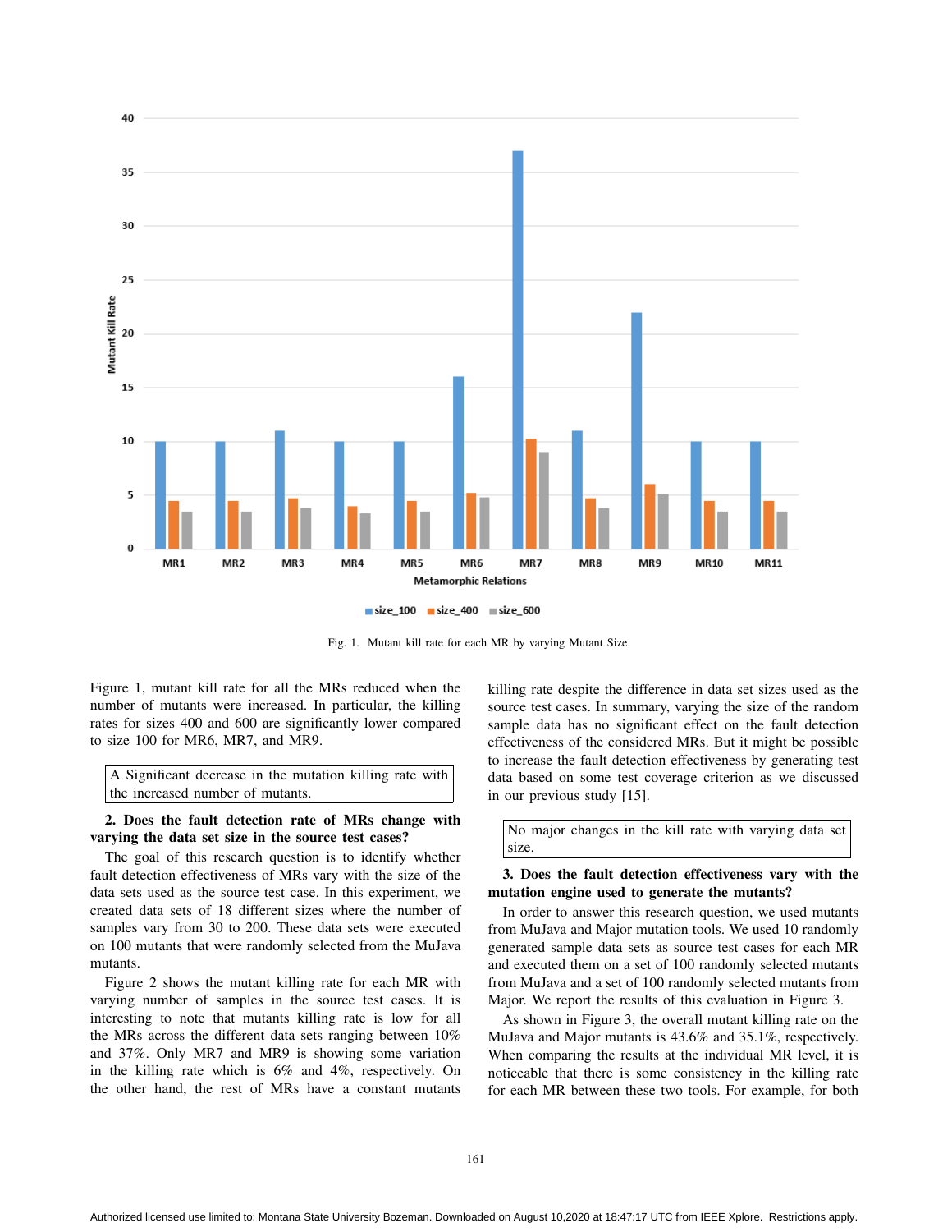Fig. 1. Mutant kill rate for each MR by varying Mutant Size.

Figure 1, mutant kill rate for all the MRs reduced when the number of mutants were increased. In particular, the killing rates for sizes 400 and 600 are significantly lower compared to size 100 for MR6, MR7, and MR9.

> A Significant decrease in the mutation killing rate with the increased number of mutants.

**2. Does the fault detection rate of MRs change with varying the data set size in the source test cases?**

The goal of this research question is to identify whether fault detection effectiveness of MRs vary with the size of the data sets used as the source test case. In this experiment, we created data sets of 18 different sizes where the number of samples vary from 30 to 200. These data sets were executed on 100 mutants that were randomly selected from the MuJava mutants.

Figure 2 shows the mutant killing rate for each MR with varying number of samples in the source test cases. It is interesting to note that mutants killing rate is low for all the MRs across the different data sets ranging between 10% and 37%. Only MR7 and MR9 is showing some variation in the killing rate which is 6% and 4%, respectively. On the other hand, the rest of MRs have a constant mutants killing rate despite the difference in data set sizes used as the source test cases. In summary, varying the size of the random sample data has no significant effect on the fault detection effectiveness of the considered MRs. But it might be possible to increase the fault detection effectiveness by generating test data based on some test coverage criterion as we discussed in our previous study [15].

> No major changes in the kill rate with varying data set size.

**3. Does the fault detection effectiveness vary with the mutation engine used to generate the mutants?**

In order to answer this research question, we used mutants from MuJava and Major mutation tools. We used 10 randomly generated sample data sets as source test cases for each MR and executed them on a set of 100 randomly selected mutants from MuJava and a set of 100 randomly selected mutants from Major. We report the results of this evaluation in Figure 3.

As shown in Figure 3, the overall mutant killing rate on the MuJava and Major mutants is 43.6% and 35.1%, respectively. When comparing the results at the individual MR level, it is noticeable that there is some consistency in the killing rate for each MR between these two tools. For example, for both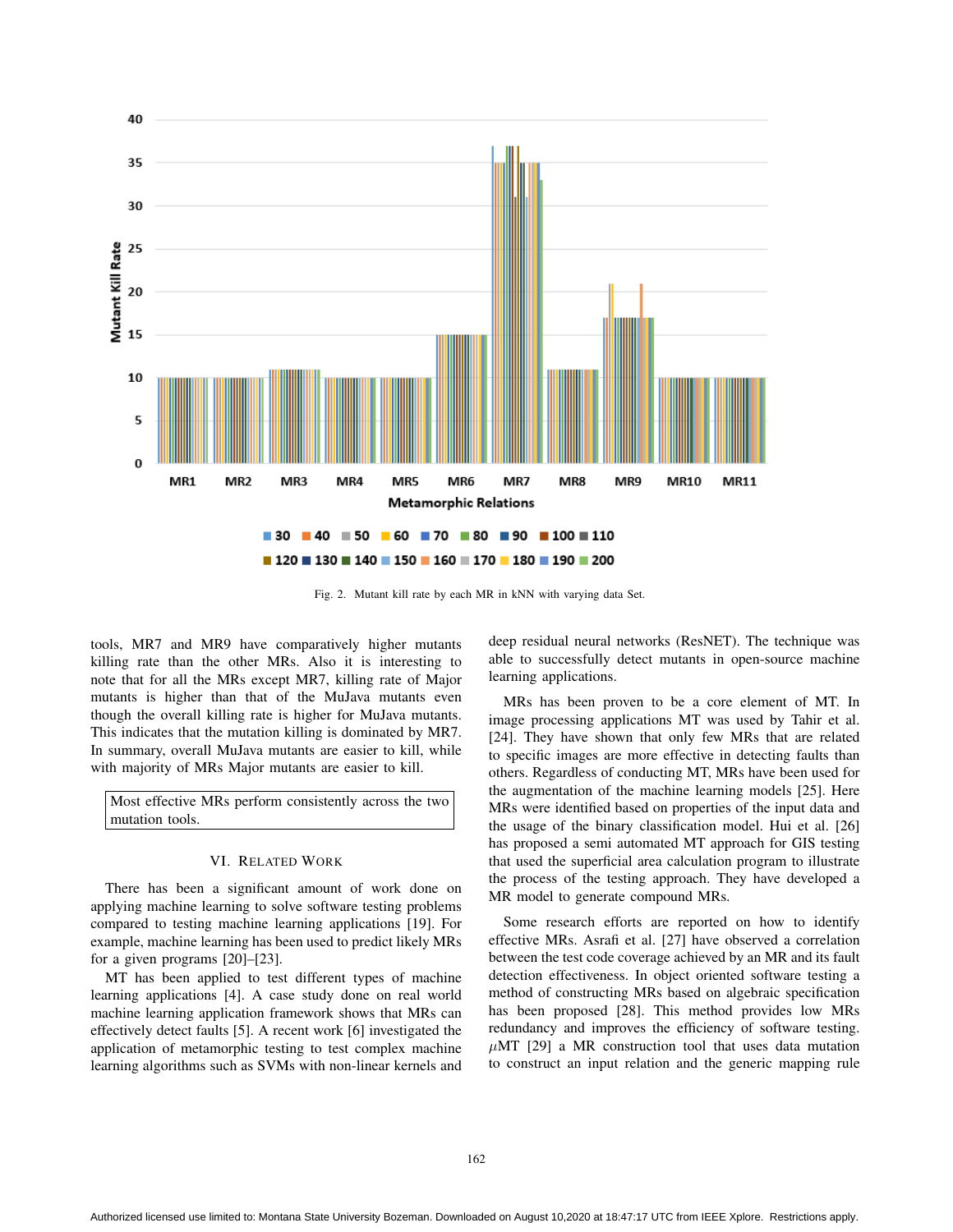Fig. 2. Mutant kill rate by each MR in kNN with varying data Set.

tools, MR7 and MR9 have comparatively higher mutants killing rate than the other MRs. Also it is interesting to note that for all the MRs except MR7, killing rate of Major mutants is higher than that of the MuJava mutants even though the overall killing rate is higher for MuJava mutants. This indicates that the mutation killing is dominated by MR7. In summary, overall MuJava mutants are easier to kill, while with majority of MRs Major mutants are easier to kill.

> Most effective MRs perform consistently across the two mutation tools.

## VI. Related Work

There has been a significant amount of work done on applying machine learning to solve software testing problems compared to testing machine learning applications [19]. For example, machine learning has been used to predict likely MRs for a given programs [20]–[23].

MT has been applied to test different types of machine learning applications [4]. A case study done on real world machine learning application framework shows that MRs can effectively detect faults [5]. A recent work [6] investigated the application of metamorphic testing to test complex machine learning algorithms such as SVMs with non-linear kernels and deep residual neural networks (ResNET). The technique was able to successfully detect mutants in open-source machine learning applications.

MRs has been proven to be a core element of MT. In image processing applications MT was used by Tahir et al. [24]. They have shown that only few MRs that are related to specific images are more effective in detecting faults than others. Regardless of conducting MT, MRs have been used for the augmentation of the machine learning models [25]. Here MRs were identified based on properties of the input data and the usage of the binary classification model. Hui et al. [26] has proposed a semi automated MT approach for GIS testing that used the superficial area calculation program to illustrate the process of the testing approach. They have developed a MR model to generate compound MRs.

Some research efforts are reported on how to identify effective MRs. Asrafi et al. [27] have observed a correlation between the test code coverage achieved by an MR and its fault detection effectiveness. In object oriented software testing a method of constructing MRs based on algebraic specification has been proposed [28]. This method provides low MRs redundancy and improves the efficiency of software testing. $\mu$MT [29] a MR construction tool that uses data mutation to construct an input relation and the generic mapping rule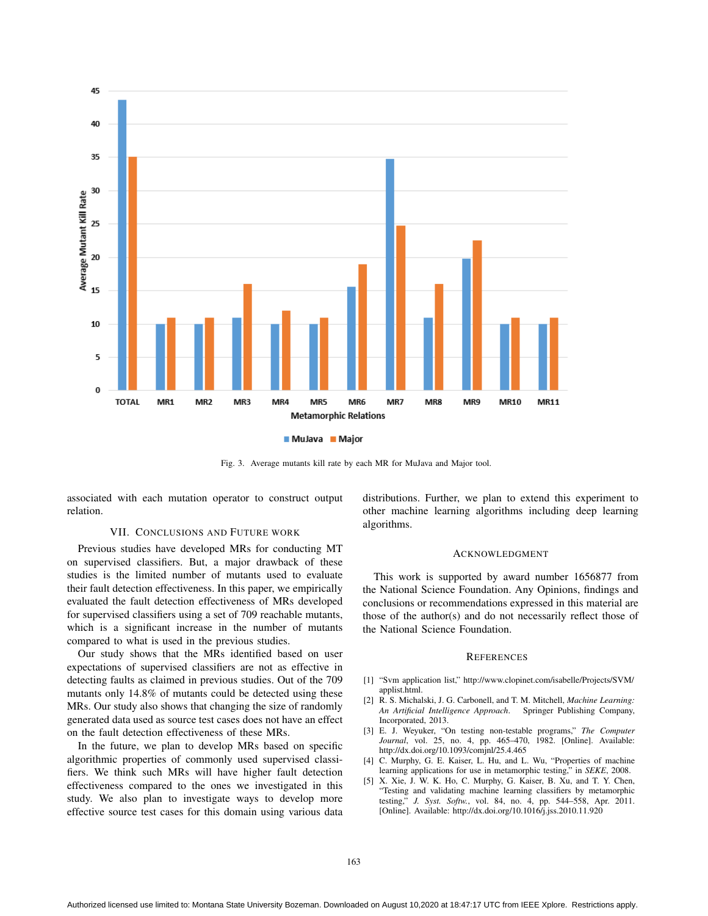Fig. 3. Average mutants kill rate by each MR for MuJava and Major tool.

associated with each mutation operator to construct output relation.

## VII. Conclusions and Future Work

Previous studies have developed MRs for conducting MT on supervised classifiers. But, a major drawback of these studies is the limited number of mutants used to evaluate their fault detection effectiveness. In this paper, we empirically evaluated the fault detection effectiveness of MRs developed for supervised classifiers using a set of 709 reachable mutants, which is a significant increase in the number of mutants compared to what is used in the previous studies.

Our study shows that the MRs identified based on user expectations of supervised classifiers are not as effective in detecting faults as claimed in previous studies. Out of the 709 mutants only 14.8% of mutants could be detected using these MRs. Our study also shows that changing the size of randomly generated data used as source test cases does not have an effect on the fault detection effectiveness of these MRs.

In the future, we plan to develop MRs based on specific algorithmic properties of commonly used supervised classifiers. We think such MRs will have higher fault detection effectiveness compared to the ones we investigated in this study. We also plan to investigate ways to develop more effective source test cases for this domain using various data distributions. Further, we plan to extend this experiment to other machine learning algorithms including deep learning algorithms.

## Acknowledgment

This work is supported by award number 1656877 from the National Science Foundation. Any Opinions, findings and conclusions or recommendations expressed in this material are those of the author(s) and do not necessarily reflect those of the National Science Foundation.

## References

[1] "Svm application list," http://www.clopinet.com/isabelle/Projects/SVM/applist.html.

[2] R. S. Michalski, J. G. Carbonell, and T. M. Mitchell, *Machine Learning: An Artificial Intelligence Approach*. Springer Publishing Company, Incorporated, 2013.

[3] E. J. Weyuker, "On testing non-testable programs," *The Computer Journal*, vol. 25, no. 4, pp. 465–470, 1982. [Online]. Available: http://dx.doi.org/10.1093/comjnl/25.4.465

[4] C. Murphy, G. E. Kaiser, L. Hu, and L. Wu, "Properties of machine learning applications for use in metamorphic testing," in *SEKE*, 2008.

[5] X. Xie, J. W. K. Ho, C. Murphy, G. Kaiser, B. Xu, and T. Y. Chen, "Testing and validating machine learning classifiers by metamorphic testing," *J. Syst. Softw.*, vol. 84, no. 4, pp. 544–558, Apr. 2011. [Online]. Available: http://dx.doi.org/10.1016/j.jss.2010.11.920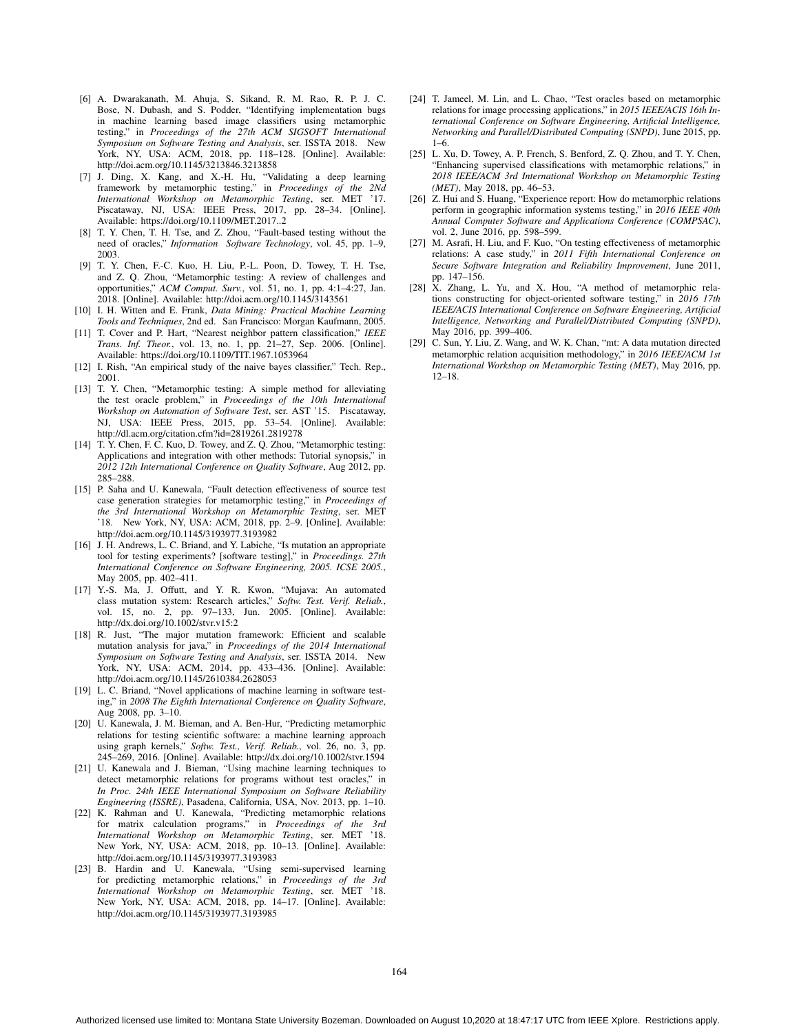[6] A. Dwarakanath, M. Ahuja, S. Sikand, R. M. Rao, R. P. J. C. Bose, N. Dubash, and S. Podder, "Identifying implementation bugs in machine learning based image classifiers using metamorphic testing," in *Proceedings of the 27th ACM SIGSOFT International Symposium on Software Testing and Analysis*, ser. ISSTA 2018. New York, NY, USA: ACM, 2018, pp. 118–128. [Online]. Available: http://doi.acm.org/10.1145/3213846.3213858

[7] J. Ding, X. Kang, and X.-H. Hu, "Validating a deep learning framework by metamorphic testing," in *Proceedings of the 2Nd International Workshop on Metamorphic Testing*, ser. MET '17. Piscataway, NJ, USA: IEEE Press, 2017, pp. 28–34. [Online]. Available: https://doi.org/10.1109/MET.2017..2

[8] T. Y. Chen, T. H. Tse, and Z. Zhou, "Fault-based testing without the need of oracles," *Information Software Technology*, vol. 45, pp. 1–9, 2003.

[9] T. Y. Chen, F.-C. Kuo, H. Liu, P.-L. Poon, D. Towey, T. H. Tse, and Z. Q. Zhou, "Metamorphic testing: A review of challenges and opportunities," *ACM Comput. Surv.*, vol. 51, no. 1, pp. 4:1–4:27, Jan. 2018. [Online]. Available: http://doi.acm.org/10.1145/3143561

[10] I. H. Witten and E. Frank, *Data Mining: Practical Machine Learning Tools and Techniques*, 2nd ed. San Francisco: Morgan Kaufmann, 2005.

[11] T. Cover and P. Hart, "Nearest neighbor pattern classification," *IEEE Trans. Inf. Theor.*, vol. 13, no. 1, pp. 21–27, Sep. 2006. [Online]. Available: https://doi.org/10.1109/TIT.1967.1053964

[12] I. Rish, "An empirical study of the naive bayes classifier," Tech. Rep., 2001.

[13] T. Y. Chen, "Metamorphic testing: A simple method for alleviating the test oracle problem," in *Proceedings of the 10th International Workshop on Automation of Software Test*, ser. AST '15. Piscataway, NJ, USA: IEEE Press, 2015, pp. 53–54. [Online]. Available: http://dl.acm.org/citation.cfm?id=2819261.2819278

[14] T. Y. Chen, F. C. Kuo, D. Towey, and Z. Q. Zhou, "Metamorphic testing: Applications and integration with other methods: Tutorial synopsis," in *2012 12th International Conference on Quality Software*, Aug 2012, pp. 285–288.

[15] P. Saha and U. Kanewala, "Fault detection effectiveness of source test case generation strategies for metamorphic testing," in *Proceedings of the 3rd International Workshop on Metamorphic Testing*, ser. MET '18. New York, NY, USA: ACM, 2018, pp. 2–9. [Online]. Available: http://doi.acm.org/10.1145/3193977.3193982

[16] J. H. Andrews, L. C. Briand, and Y. Labiche, "Is mutation an appropriate tool for testing experiments? [software testing]," in *Proceedings. 27th International Conference on Software Engineering, 2005. ICSE 2005.*, May 2005, pp. 402–411.

[17] Y.-S. Ma, J. Offutt, and Y. R. Kwon, "Mujava: An automated class mutation system: Research articles," *Softw. Test. Verif. Reliab.*, vol. 15, no. 2, pp. 97–133, Jun. 2005. [Online]. Available: http://dx.doi.org/10.1002/stvr.v15:2

[18] R. Just, "The major mutation framework: Efficient and scalable mutation analysis for java," in *Proceedings of the 2014 International Symposium on Software Testing and Analysis*, ser. ISSTA 2014. New York, NY, USA: ACM, 2014, pp. 433–436. [Online]. Available: http://doi.acm.org/10.1145/2610384.2628053

[19] L. C. Briand, "Novel applications of machine learning in software testing," in *2008 The Eighth International Conference on Quality Software*, Aug 2008, pp. 3–10.

[20] U. Kanewala, J. M. Bieman, and A. Ben-Hur, "Predicting metamorphic relations for testing scientific software: a machine learning approach using graph kernels," *Softw. Test., Verif. Reliab.*, vol. 26, no. 3, pp. 245–269, 2016. [Online]. Available: http://dx.doi.org/10.1002/stvr.1594

[21] U. Kanewala and J. Bieman, "Using machine learning techniques to detect metamorphic relations for programs without test oracles," in *In Proc. 24th IEEE International Symposium on Software Reliability Engineering (ISSRE)*, Pasadena, California, USA, Nov. 2013, pp. 1–10.

[22] K. Rahman and U. Kanewala, "Predicting metamorphic relations for matrix calculation programs," in *Proceedings of the 3rd International Workshop on Metamorphic Testing*, ser. MET '18. New York, NY, USA: ACM, 2018, pp. 10–13. [Online]. Available: http://doi.acm.org/10.1145/3193977.3193983

[23] B. Hardin and U. Kanewala, "Using semi-supervised learning for predicting metamorphic relations," in *Proceedings of the 3rd International Workshop on Metamorphic Testing*, ser. MET '18. New York, NY, USA: ACM, 2018, pp. 14–17. [Online]. Available: http://doi.acm.org/10.1145/3193977.3193985

[24] T. Jameel, M. Lin, and L. Chao, "Test oracles based on metamorphic relations for image processing applications," in *2015 IEEE/ACIS 16th International Conference on Software Engineering, Artificial Intelligence, Networking and Parallel/Distributed Computing (SNPD)*, June 2015, pp. 1–6.

[25] L. Xu, D. Towey, A. P. French, S. Benford, Z. Q. Zhou, and T. Y. Chen, "Enhancing supervised classifications with metamorphic relations," in *2018 IEEE/ACM 3rd International Workshop on Metamorphic Testing (MET)*, May 2018, pp. 46–53.

[26] Z. Hui and S. Huang, "Experience report: How do metamorphic relations perform in geographic information systems testing," in *2016 IEEE 40th Annual Computer Software and Applications Conference (COMPSAC)*, vol. 2, June 2016, pp. 598–599.

[27] M. Asrafi, H. Liu, and F. Kuo, "On testing effectiveness of metamorphic relations: A case study," in *2011 Fifth International Conference on Secure Software Integration and Reliability Improvement*, June 2011, pp. 147–156.

[28] X. Zhang, L. Yu, and X. Hou, "A method of metamorphic relations constructing for object-oriented software testing," in *2016 17th IEEE/ACIS International Conference on Software Engineering, Artificial Intelligence, Networking and Parallel/Distributed Computing (SNPD)*, May 2016, pp. 399–406.

[29] C. Sun, Y. Liu, Z. Wang, and W. K. Chan, "mt: A data mutation directed metamorphic relation acquisition methodology," in *2016 IEEE/ACM 1st International Workshop on Metamorphic Testing (MET)*, May 2016, pp. 12–18.